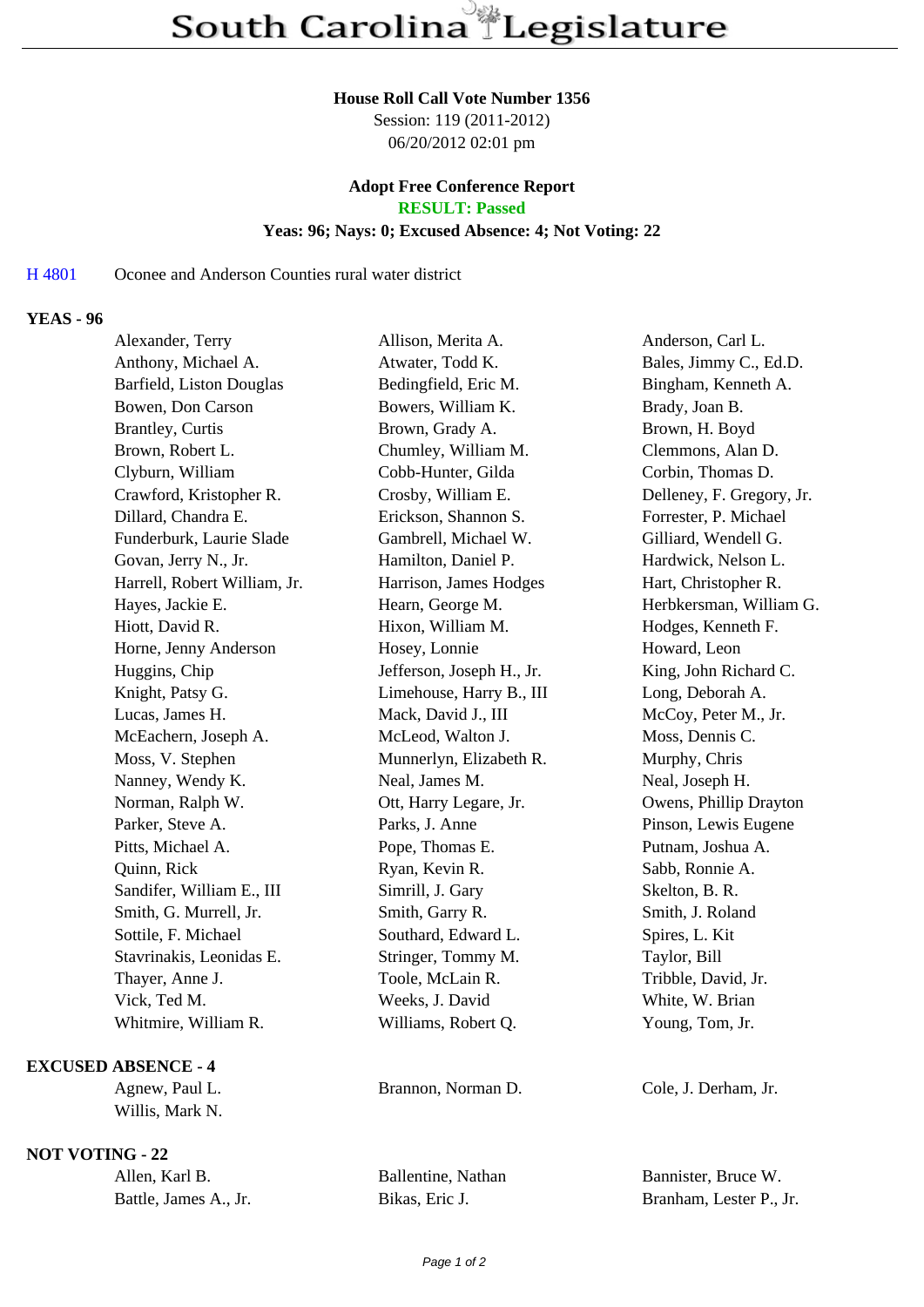# South Carolina Legislature

**House Roll Call Vote Number 1356**
Session: 119 (2011-2012)
06/20/2012 02:01 pm

**Adopt Free Conference Report**
**RESULT: Passed**
**Yeas: 96; Nays: 0; Excused Absence: 4; Not Voting: 22**

H 4801 Oconee and Anderson Counties rural water district

**YEAS - 96**

| | | |
|---|---|---|
| Alexander, Terry | Allison, Merita A. | Anderson, Carl L. |
| Anthony, Michael A. | Atwater, Todd K. | Bales, Jimmy C., Ed.D. |
| Barfield, Liston Douglas | Bedingfield, Eric M. | Bingham, Kenneth A. |
| Bowen, Don Carson | Bowers, William K. | Brady, Joan B. |
| Brantley, Curtis | Brown, Grady A. | Brown, H. Boyd |
| Brown, Robert L. | Chumley, William M. | Clemmons, Alan D. |
| Clyburn, William | Cobb-Hunter, Gilda | Corbin, Thomas D. |
| Crawford, Kristopher R. | Crosby, William E. | Delleney, F. Gregory, Jr. |
| Dillard, Chandra E. | Erickson, Shannon S. | Forrester, P. Michael |
| Funderburk, Laurie Slade | Gambrell, Michael W. | Gilliard, Wendell G. |
| Govan, Jerry N., Jr. | Hamilton, Daniel P. | Hardwick, Nelson L. |
| Harrell, Robert William, Jr. | Harrison, James Hodges | Hart, Christopher R. |
| Hayes, Jackie E. | Hearn, George M. | Herbkersman, William G. |
| Hiott, David R. | Hixon, William M. | Hodges, Kenneth F. |
| Horne, Jenny Anderson | Hosey, Lonnie | Howard, Leon |
| Huggins, Chip | Jefferson, Joseph H., Jr. | King, John Richard C. |
| Knight, Patsy G. | Limehouse, Harry B., III | Long, Deborah A. |
| Lucas, James H. | Mack, David J., III | McCoy, Peter M., Jr. |
| McEachern, Joseph A. | McLeod, Walton J. | Moss, Dennis C. |
| Moss, V. Stephen | Munnerlyn, Elizabeth R. | Murphy, Chris |
| Nanney, Wendy K. | Neal, James M. | Neal, Joseph H. |
| Norman, Ralph W. | Ott, Harry Legare, Jr. | Owens, Phillip Drayton |
| Parker, Steve A. | Parks, J. Anne | Pinson, Lewis Eugene |
| Pitts, Michael A. | Pope, Thomas E. | Putnam, Joshua A. |
| Quinn, Rick | Ryan, Kevin R. | Sabb, Ronnie A. |
| Sandifer, William E., III | Simrill, J. Gary | Skelton, B. R. |
| Smith, G. Murrell, Jr. | Smith, Garry R. | Smith, J. Roland |
| Sottile, F. Michael | Southard, Edward L. | Spires, L. Kit |
| Stavrinakis, Leonidas E. | Stringer, Tommy M. | Taylor, Bill |
| Thayer, Anne J. | Toole, McLain R. | Tribble, David, Jr. |
| Vick, Ted M. | Weeks, J. David | White, W. Brian |
| Whitmire, William R. | Williams, Robert Q. | Young, Tom, Jr. |

**EXCUSED ABSENCE - 4**

| | | |
|---|---|---|
| Agnew, Paul L. | Brannon, Norman D. | Cole, J. Derham, Jr. |
| Willis, Mark N. | | |

**NOT VOTING - 22**

| | | |
|---|---|---|
| Allen, Karl B. | Ballentine, Nathan | Bannister, Bruce W. |
| Battle, James A., Jr. | Bikas, Eric J. | Branham, Lester P., Jr. |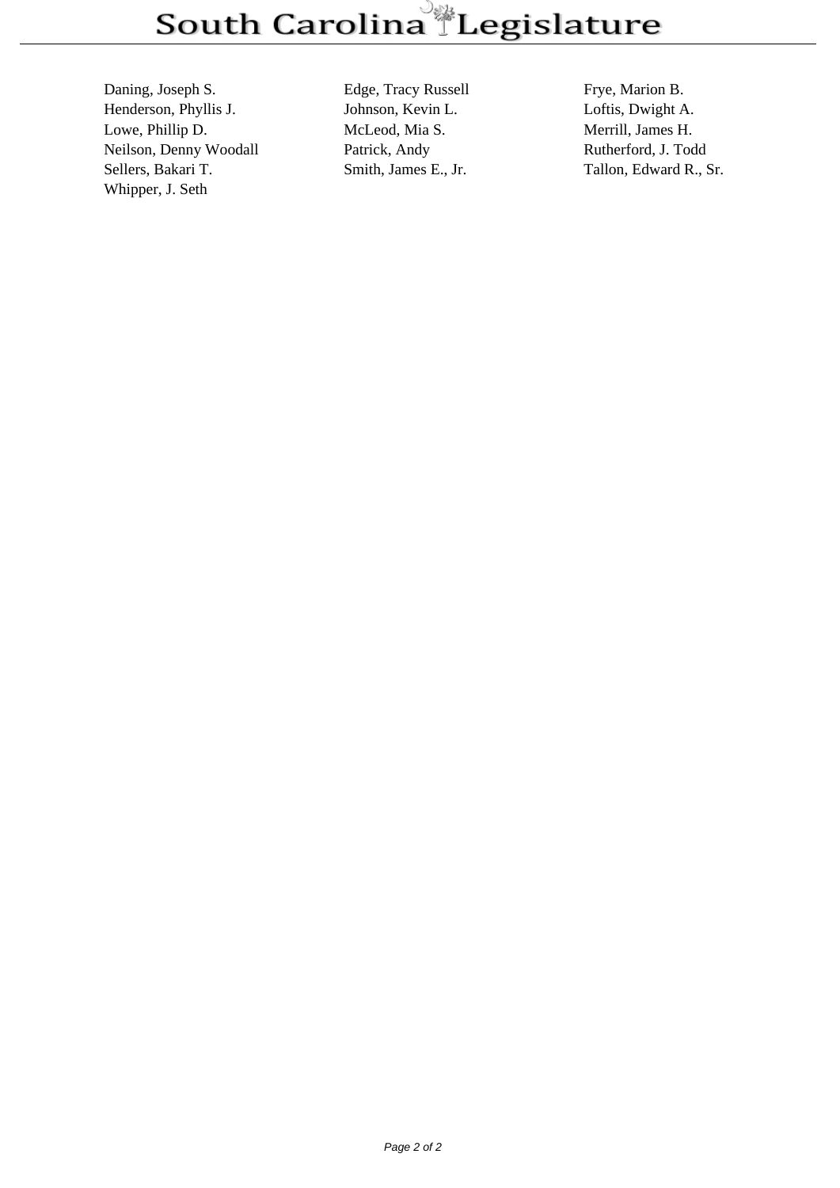Daning, Joseph S.
Edge, Tracy Russell
Frye, Marion B.
Henderson, Phyllis J.
Johnson, Kevin L.
Loftis, Dwight A.
Lowe, Phillip D.
McLeod, Mia S.
Merrill, James H.
Neilson, Denny Woodall
Patrick, Andy
Rutherford, J. Todd
Sellers, Bakari T.
Smith, James E., Jr.
Tallon, Edward R., Sr.
Whipper, J. Seth